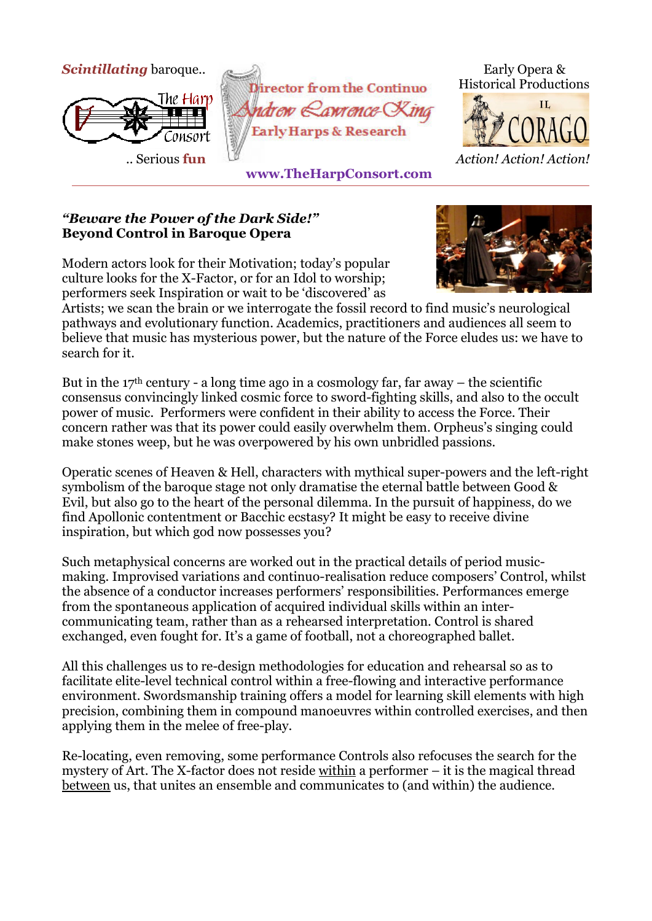***Scintillating*** baroque..

.. Serious **fun**

**Director from the Continuo**

*Andrew Lawrence-King*

**Early Harps & Research**

**www.TheHarpConsort.com**

Early Opera & Historical Productions

IL CORAGO

*Action! Action! Action!*

---

***"Beware the Power of the Dark Side!"***
**Beyond Control in Baroque Opera**

Modern actors look for their Motivation; today's popular culture looks for the X-Factor, or for an Idol to worship; performers seek Inspiration or wait to be 'discovered' as Artists; we scan the brain or we interrogate the fossil record to find music's neurological pathways and evolutionary function. Academics, practitioners and audiences all seem to believe that music has mysterious power, but the nature of the Force eludes us: we have to search for it.

But in the 17th century - a long time ago in a cosmology far, far away – the scientific consensus convincingly linked cosmic force to sword-fighting skills, and also to the occult power of music. Performers were confident in their ability to access the Force. Their concern rather was that its power could easily overwhelm them. Orpheus's singing could make stones weep, but he was overpowered by his own unbridled passions.

Operatic scenes of Heaven & Hell, characters with mythical super-powers and the left-right symbolism of the baroque stage not only dramatise the eternal battle between Good & Evil, but also go to the heart of the personal dilemma. In the pursuit of happiness, do we find Apollonic contentment or Bacchic ecstasy? It might be easy to receive divine inspiration, but which god now possesses you?

Such metaphysical concerns are worked out in the practical details of period music-making. Improvised variations and continuo-realisation reduce composers' Control, whilst the absence of a conductor increases performers' responsibilities. Performances emerge from the spontaneous application of acquired individual skills within an inter-communicating team, rather than as a rehearsed interpretation. Control is shared exchanged, even fought for. It's a game of football, not a choreographed ballet.

All this challenges us to re-design methodologies for education and rehearsal so as to facilitate elite-level technical control within a free-flowing and interactive performance environment. Swordsmanship training offers a model for learning skill elements with high precision, combining them in compound manoeuvres within controlled exercises, and then applying them in the melee of free-play.

Re-locating, even removing, some performance Controls also refocuses the search for the mystery of Art. The X-factor does not reside <u>within</u> a performer – it is the magical thread <u>between</u> us, that unites an ensemble and communicates to (and within) the audience.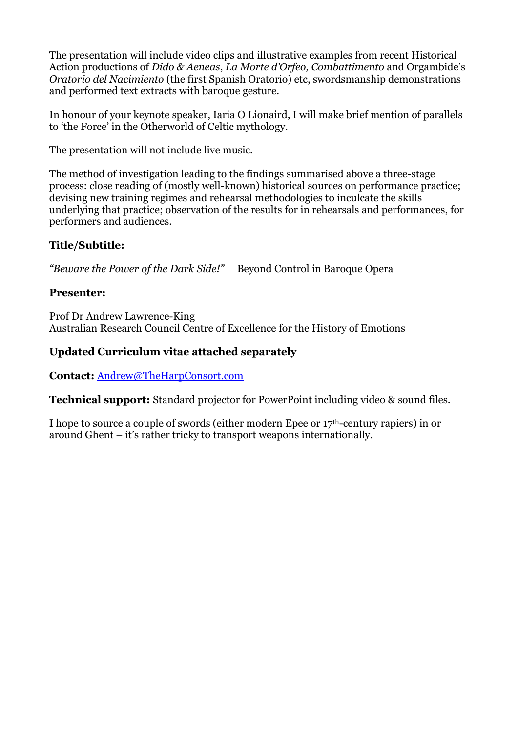The presentation will include video clips and illustrative examples from recent Historical Action productions of *Dido & Aeneas*, *La Morte d'Orfeo, Combattimento* and Orgambide's *Oratorio del Nacimiento* (the first Spanish Oratorio) etc, swordsmanship demonstrations and performed text extracts with baroque gesture.

In honour of your keynote speaker, Iaria O Lionaird, I will make brief mention of parallels to 'the Force' in the Otherworld of Celtic mythology.

The presentation will not include live music.

The method of investigation leading to the findings summarised above a three-stage process: close reading of (mostly well-known) historical sources on performance practice; devising new training regimes and rehearsal methodologies to inculcate the skills underlying that practice; observation of the results for in rehearsals and performances, for performers and audiences.

**Title/Subtitle:**

*"Beware the Power of the Dark Side!"* Beyond Control in Baroque Opera

**Presenter:**

Prof Dr Andrew Lawrence-King
Australian Research Council Centre of Excellence for the History of Emotions

**Updated Curriculum vitae attached separately**

**Contact:** [Andrew@TheHarpConsort.com](mailto:Andrew@TheHarpConsort.com)

**Technical support:** Standard projector for PowerPoint including video & sound files.

I hope to source a couple of swords (either modern Epee or 17th-century rapiers) in or around Ghent – it's rather tricky to transport weapons internationally.